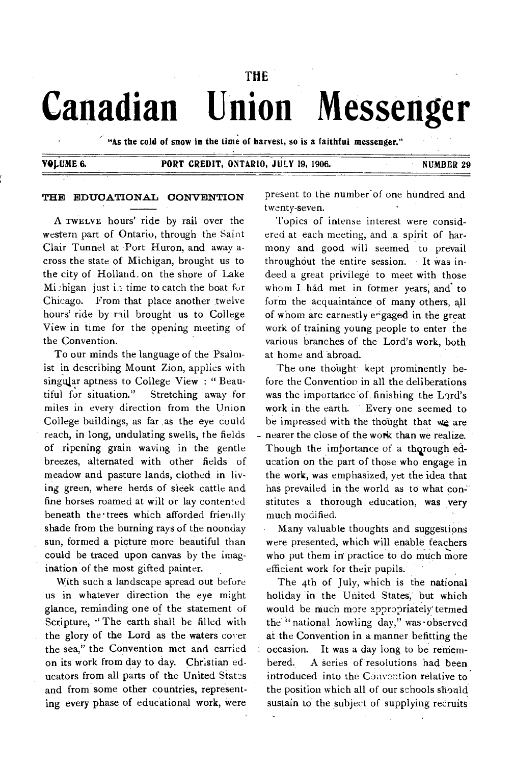THE

# Canadian Union Messenger

"As the cold of snow in the time of harvest, so is a faithful messenger."

VOLUME 6. PORT CREDIT, ONTARIO, JULY 19, 1906. NUMBER 29

## THE EDUCATIONAL CONVENTION

A TWELVE hours' ride by rail over the western part of Ontario, through the Saint Clair Tunnel at Port Huron, and away across the state of Michigan, brought us to the city of Holland on the shore of Lake Michigan just in time to catch the boat for Chicago. From that place another twelve hours' ride by rail brought us to College View in time for the opening meeting of the Convention.

To our minds the language of the Psalmist in describing Mount Zion, applies with singular aptness to College View : "Beautiful for situation." Stretching away for miles in every direction from the Union College buildings, as far as the eye could reach, in long, undulating swells, the fields of ripening grain waving in the gentle breezes, alternated with other fields of meadow and pasture lands, clothed in living green, where herds of sleek cattle and fine horses roamed at will or lay contented beneath the trees which afforded friendly shade from the burning rays of the noonday sun, formed a picture more beautiful than could be traced upon canvas by the imagination of the most gifted painter.

With such a landscape spread out before us in whatever direction the eye might glance, reminding one of the statement of Scripture, "The earth shall be filled with the glory of the Lord as the waters cover the sea," the Convention met and carried on its work from day to day. Christian educators from all parts of the United States and from some other countries, representing every phase of educational work, were present to the number of one hundred and twenty-seven.

Topics of intense interest were considered at each meeting, and a spirit of harmony and good will seemed to prevail throughout the entire session. It was indeed a great privilege to meet with those whom I had met in former years, and to form the acquaintance of many others, all of whom are earnestly engaged in the great work of training young people to enter the various branches of the Lord's work, both at home and abroad.

The one thought kept prominently before the Convention in all the deliberations was the importance of finishing the Lord's work in the earth. Every one seemed to be impressed with the thought that we are nearer the close of the work than we realize. Though the importance of a thorough education on the part of those who engage in the work, was emphasized, yet the idea that has prevailed in the world as to what constitutes a thorough education, was very much modified.

Many valuable thoughts and suggestions were presented, which will enable teachers who put them in practice to do much more efficient work for their pupils.

The 4th of July, which is the national holiday in the United States, but which would be much more appropriately termed the "national howling day," was observed at the Convention in a manner befitting the occasion. It was a day long to be remembered. A series of resolutions had been introduced into the Convention relative to the position which all of our schools should sustain to the subject of supplying recruits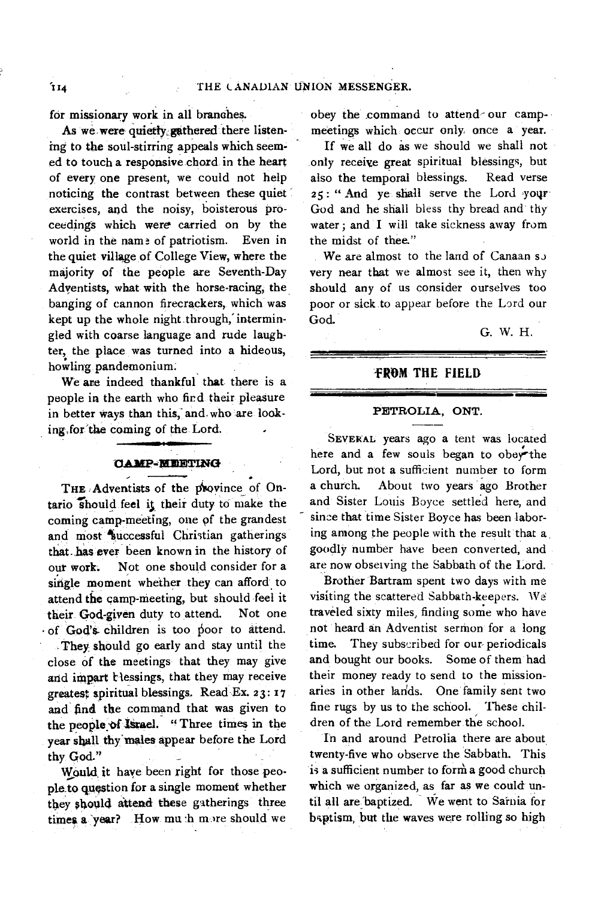for missionary work in all branches.

As we were quietly gathered there listening to the soul-stirring appeals which seemed to touch a responsive chord in the heart of every one present, we could not help noticing the contrast between these quiet exercises, and the noisy, boisterous proceedings which were carried on by the world in the name of patriotism. Even in the quiet village of College View, where the majority of the people are Seventh-Day Adventists, what with the horse-racing, the banging of cannon firecrackers, which was kept up the whole night through, intermingled with coarse language and rude laughter, the place was turned into a hideous, howling pandemonium.

We are indeed thankful that there is a people in the earth who find their pleasure in better ways than this, and who are looking for the coming of the Lord.

### CAMP-MEETING

THE Adventists of the province of Ontario should feel it their duty to make the coming camp-meeting, one of the grandest and most successful Christian gatherings that has ever been known in the history of our work. Not one should consider for a single moment whether they can afford to attend the camp-meeting, but should feel it their God-given duty to attend. Not one of God's children is too poor to attend. They should go early and stay until the close of the meetings that they may give and impart blessings, that they may receive greatest spiritual blessings. Read Ex. 23:17 and find the command that was given to the people of Israel. "Three times in the year shall thy males appear before the Lord thy God."

Would it have been right for those people to question for a single moment whether they should attend these gatherings three times a year? How much more should we obey the command to attend our camp-meetings which occur only once a year.

If we all do as we should we shall not only receive great spiritual blessings, but also the temporal blessings. Read verse 25: "And ye shall serve the Lord your God and he shall bless thy bread and thy water; and I will take sickness away from the midst of thee."

We are almost to the land of Canaan so very near that we almost see it, then why should any of us consider ourselves too poor or sick to appear before the Lord our God.

G. W. H.

## FROM THE FIELD

### PETROLIA, ONT.

SEVERAL years ago a tent was located here and a few souls began to obey the Lord, but not a sufficient number to form a church. About two years ago Brother and Sister Louis Boyce settled here, and since that time Sister Boyce has been laboring among the people with the result that a goodly number have been converted, and are now observing the Sabbath of the Lord.

Brother Bartram spent two days with me visiting the scattered Sabbath-keepers. We traveled sixty miles, finding some who have not heard an Adventist sermon for a long time. They subscribed for our periodicals and bought our books. Some of them had their money ready to send to the missionaries in other lands. One family sent two fine rugs by us to the school. These children of the Lord remember the school.

In and around Petrolia there are about twenty-five who observe the Sabbath. This is a sufficient number to form a good church which we organized, as far as we could until all are baptized. We went to Sarnia for baptism, but the waves were rolling so high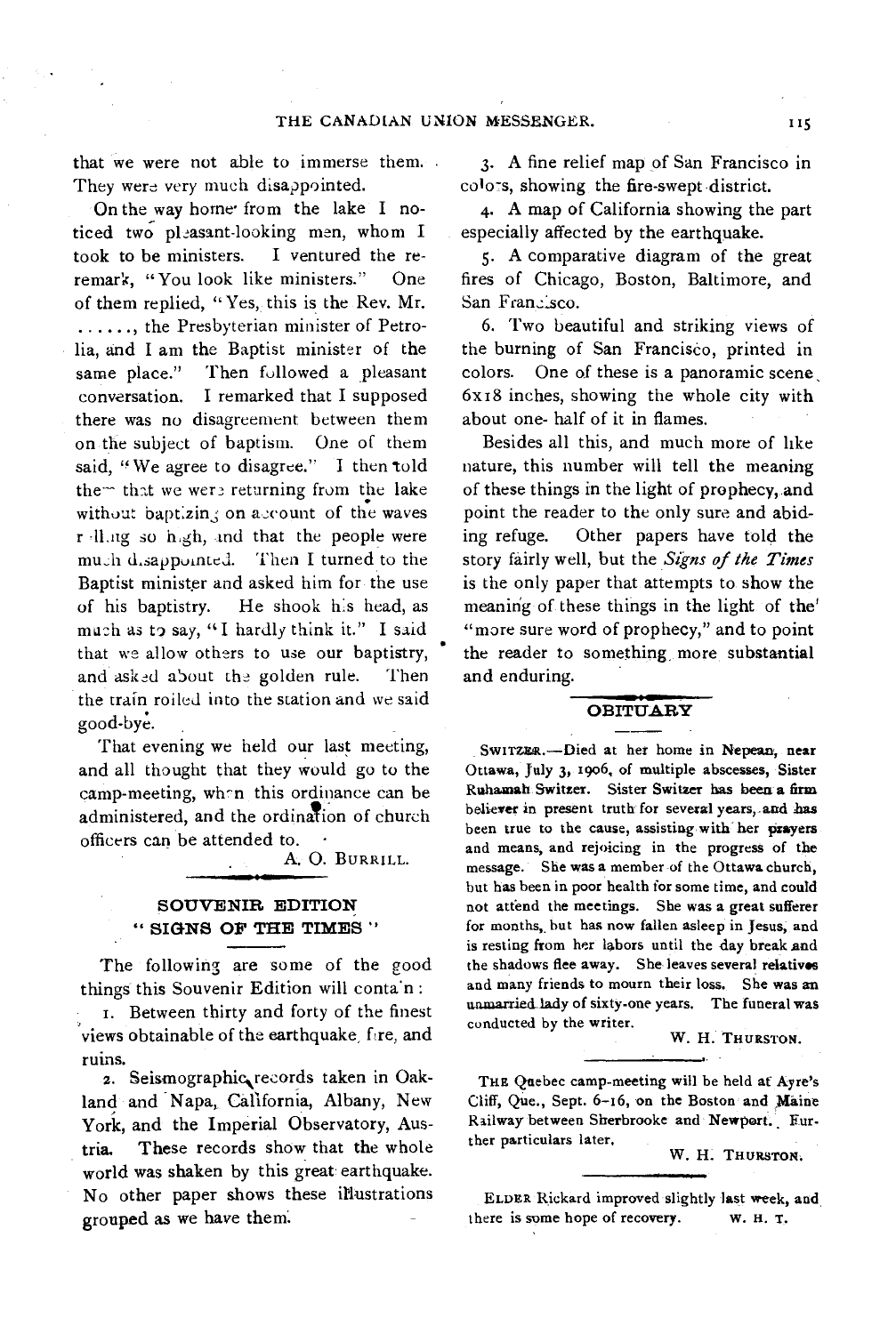that we were not able to immerse them. They were very much disappointed.

On the way home from the lake I noticed two pleasant-looking men, whom I took to be ministers. I ventured the remark, "You look like ministers." One of them replied, "Yes, this is the Rev. Mr. ......, the Presbyterian minister of Petrolia, and I am the Baptist minister of the same place." Then followed a pleasant conversation. I remarked that I supposed there was no disagreement between them on the subject of baptism. One of them said, "We agree to disagree." I then told them that we were returning from the lake without baptizing on account of the waves rolling so high, and that the people were much disappointed. Then I turned to the Baptist minister and asked him for the use of his baptistry. He shook his head, as much as to say, "I hardly think it." I said that we allow others to use our baptistry, and asked about the golden rule. Then the train rolled into the station and we said good-bye.

That evening we held our last meeting, and all thought that they would go to the camp-meeting, when this ordinance can be administered, and the ordination of church officers can be attended to.

A. O. BURRILL.

## SOUVENIR EDITION "SIGNS OF THE TIMES"

The following are some of the good things this Souvenir Edition will contain:

1. Between thirty and forty of the finest views obtainable of the earthquake, fire, and ruins.
2. Seismographic records taken in Oakland and Napa, California, Albany, New York, and the Imperial Observatory, Austria. These records show that the whole world was shaken by this great earthquake. No other paper shows these illustrations grouped as we have them.
3. A fine relief map of San Francisco in colors, showing the fire-swept district.
4. A map of California showing the part especially affected by the earthquake.
5. A comparative diagram of the great fires of Chicago, Boston, Baltimore, and San Francisco.
6. Two beautiful and striking views of the burning of San Francisco, printed in colors. One of these is a panoramic scene, 6x18 inches, showing the whole city with about one- half of it in flames.

Besides all this, and much more of like nature, this number will tell the meaning of these things in the light of prophecy, and point the reader to the only sure and abiding refuge. Other papers have told the story fairly well, but the *Signs of the Times* is the only paper that attempts to show the meaning of these things in the light of the "more sure word of prophecy," and to point the reader to something more substantial and enduring.

## OBITUARY

SWITZER.—Died at her home in Nepean, near Ottawa, July 3, 1906, of multiple abscesses, Sister Ruhamah Switzer. Sister Switzer has been a firm believer in present truth for several years, and has been true to the cause, assisting with her prayers and means, and rejoicing in the progress of the message. She was a member of the Ottawa church, but has been in poor health for some time, and could not attend the meetings. She was a great sufferer for months, but has now fallen asleep in Jesus, and is resting from her labors until the day break and the shadows flee away. She leaves several relatives and many friends to mourn their loss. She was an unmarried lady of sixty-one years. The funeral was conducted by the writer.

W. H. THURSTON.

THE Quebec camp-meeting will be held at Ayre's Cliff, Que., Sept. 6-16, on the Boston and Maine Railway between Sherbrooke and Newport. Further particulars later.

W. H. THURSTON.

ELDER Rickard improved slightly last week, and there is some hope of recovery. W. H. T.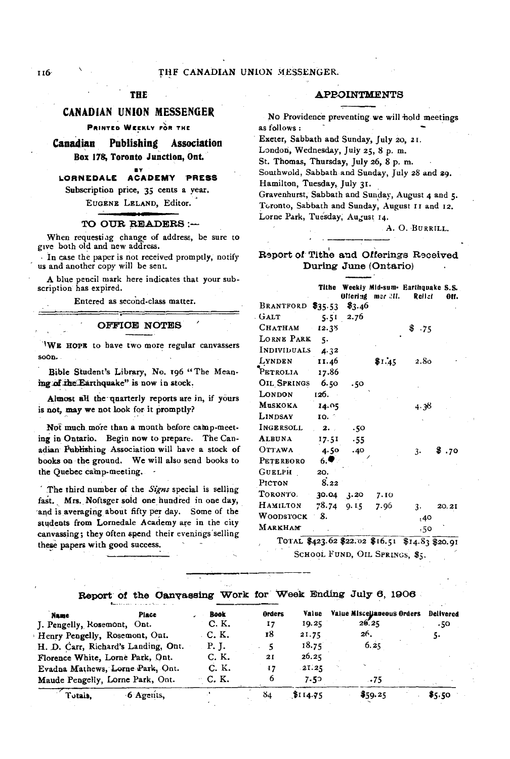## THE CANADIAN UNION MESSENGER

**PRINTED WEEKLY FOR THE**

## Canadian Publishing Association

**Box 178, Toronto Junction, Ont.**

BY

**LORNEDALE ACADEMY PRESS**

Subscription price, 35 cents a year.

EUGENE LELAND, Editor.

### TO OUR READERS :—

When requesting change of address, be sure to give both old and new address.

In case the paper is not received promptly, notify us and another copy will be sent.

A blue pencil mark here indicates that your subscription has expired.

Entered as second-class matter.

### OFFICE NOTES

WE HOPE to have two more regular canvassers soon.

Bible Student's Library, No. 196 "The Meaning of the Earthquake" is now in stock.

Almost all the quarterly reports are in, if yours is not, may we not look for it promptly?

Not much more than a month before camp-meeting in Ontario. Begin now to prepare. The Canadian Publishing Association will have a stock of books on the ground. We will also send books to the Quebec camp-meeting.

The third number of the *Signs* special is selling fast. Mrs. Noftsger sold one hundred in one day, and is averaging about fifty per day. Some of the students from Lornedale Academy are in the city canvassing; they often spend their evenings selling these papers with good success.

### APPOINTMENTS

No Providence preventing we will hold meetings as follows :

Exeter, Sabbath and Sunday, July 20, 21.
London, Wednesday, July 25, 8 p. m.
St. Thomas, Thursday, July 26, 8 p. m.
Southwold, Sabbath and Sunday, July 28 and 29.
Hamilton, Tuesday, July 31.
Gravenhurst, Sabbath and Sunday, August 4 and 5.
Toronto, Sabbath and Sunday, August 11 and 12.
Lorne Park, Tuesday, August 14.

A. O. BURRILL.

### Report of Tithe and Offerings Received During June (Ontario)

| | Tithe | Weekly Offering | Mid-summer Off. | Earthquake Relief | S.S. Off. |
|---|---|---|---|---|---|
| BRANTFORD | $35.53 | $3.46 | | | |
| GALT | 5.51 | 2.76 | | | |
| CHATHAM | 12.38 | | | $ .75 | |
| LORNE PARK | 5. | | | | |
| INDIVIDUALS | 4.32 | | | | |
| LYNDEN | 11.46 | | $1.45 | 2.80 | |
| PETROLIA | 17.86 | | | | |
| OIL SPRINGS | 6.50 | .50 | | | |
| LONDON | 126. | | | | |
| MUSKOKA | 14.05 | | | 4.38 | |
| LINDSAY | 10. | | | | |
| INGERSOLL | 2. | .50 | | | |
| ALBUNA | 17.51 | .55 | | | |
| OTTAWA | 4.50 | .40 | | 3. | $ .70 |
| PETERBORO | 6. | | | | |
| GUELPH | 20. | | | | |
| PICTON | 8.22 | | | | |
| TORONTO | 30.04 | 3.20 | 7.10 | | |
| HAMILTON | 78.74 | 9.15 | 7.96 | 3. | 20.21 |
| WOODSTOCK | 8. | | | .40 | |
| MARKHAM | | | | .50 | |
| TOTAL | $423.62 | $22.02 | $16.51 | $14.83 | $20.91 |

SCHOOL FUND, OIL SPRINGS, $5.

### Report of the Canvassing Work for Week Ending July 6, 1906

| Name | Place | Book | Orders | Value | Value Miscellaneous Orders | Delivered |
|---|---|---|---|---|---|---|
| J. Pengelly, | Rosemont, Ont. | C. K. | 17 | 19.25 | 26.25 | .50 |
| Henry Pengelly, | Rosemont, Ont. | C. K. | 18 | 21.75 | 26. | 5. |
| H. D. Carr, | Richard's Landing, Ont. | P. J. | 5 | 18.75 | 6.25 | |
| Florence White, | Lorne Park, Ont. | C. K. | 21 | 26.25 | | |
| Evadna Mathews, | Lorne Park, Ont. | C. K. | 17 | 21.25 | | |
| Maude Pengelly, | Lorne Park, Ont. | C. K. | 6 | 7.50 | .75 | |
| Totals, | 6 Agents, | | 84 | $114.75 | $59.25 | $5.50 |